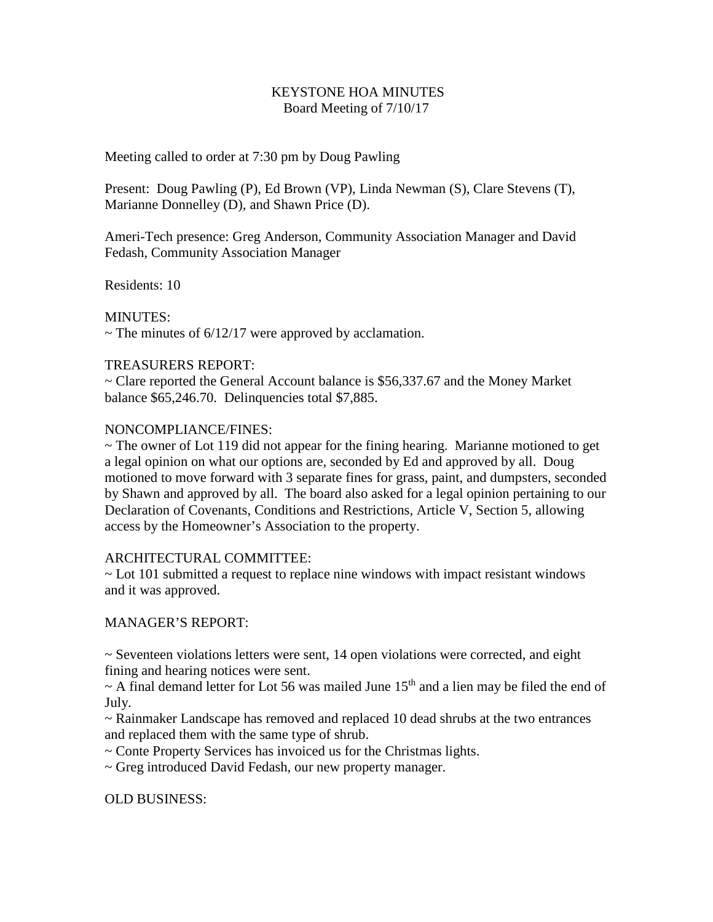# KEYSTONE HOA MINUTES
## Board Meeting of 7/10/17

Meeting called to order at 7:30 pm by Doug Pawling

Present: Doug Pawling (P), Ed Brown (VP), Linda Newman (S), Clare Stevens (T), Marianne Donnelley (D), and Shawn Price (D).

Ameri-Tech presence: Greg Anderson, Community Association Manager and David Fedash, Community Association Manager

Residents: 10

MINUTES:
~ The minutes of 6/12/17 were approved by acclamation.

TREASURERS REPORT:
~ Clare reported the General Account balance is $56,337.67 and the Money Market balance $65,246.70. Delinquencies total $7,885.

NONCOMPLIANCE/FINES:
~ The owner of Lot 119 did not appear for the fining hearing. Marianne motioned to get a legal opinion on what our options are, seconded by Ed and approved by all. Doug motioned to move forward with 3 separate fines for grass, paint, and dumpsters, seconded by Shawn and approved by all. The board also asked for a legal opinion pertaining to our Declaration of Covenants, Conditions and Restrictions, Article V, Section 5, allowing access by the Homeowner's Association to the property.

ARCHITECTURAL COMMITTEE:
~ Lot 101 submitted a request to replace nine windows with impact resistant windows and it was approved.

MANAGER'S REPORT:

~ Seventeen violations letters were sent, 14 open violations were corrected, and eight fining and hearing notices were sent.
~ A final demand letter for Lot 56 was mailed June 15th and a lien may be filed the end of July.
~ Rainmaker Landscape has removed and replaced 10 dead shrubs at the two entrances and replaced them with the same type of shrub.
~ Conte Property Services has invoiced us for the Christmas lights.
~ Greg introduced David Fedash, our new property manager.

OLD BUSINESS: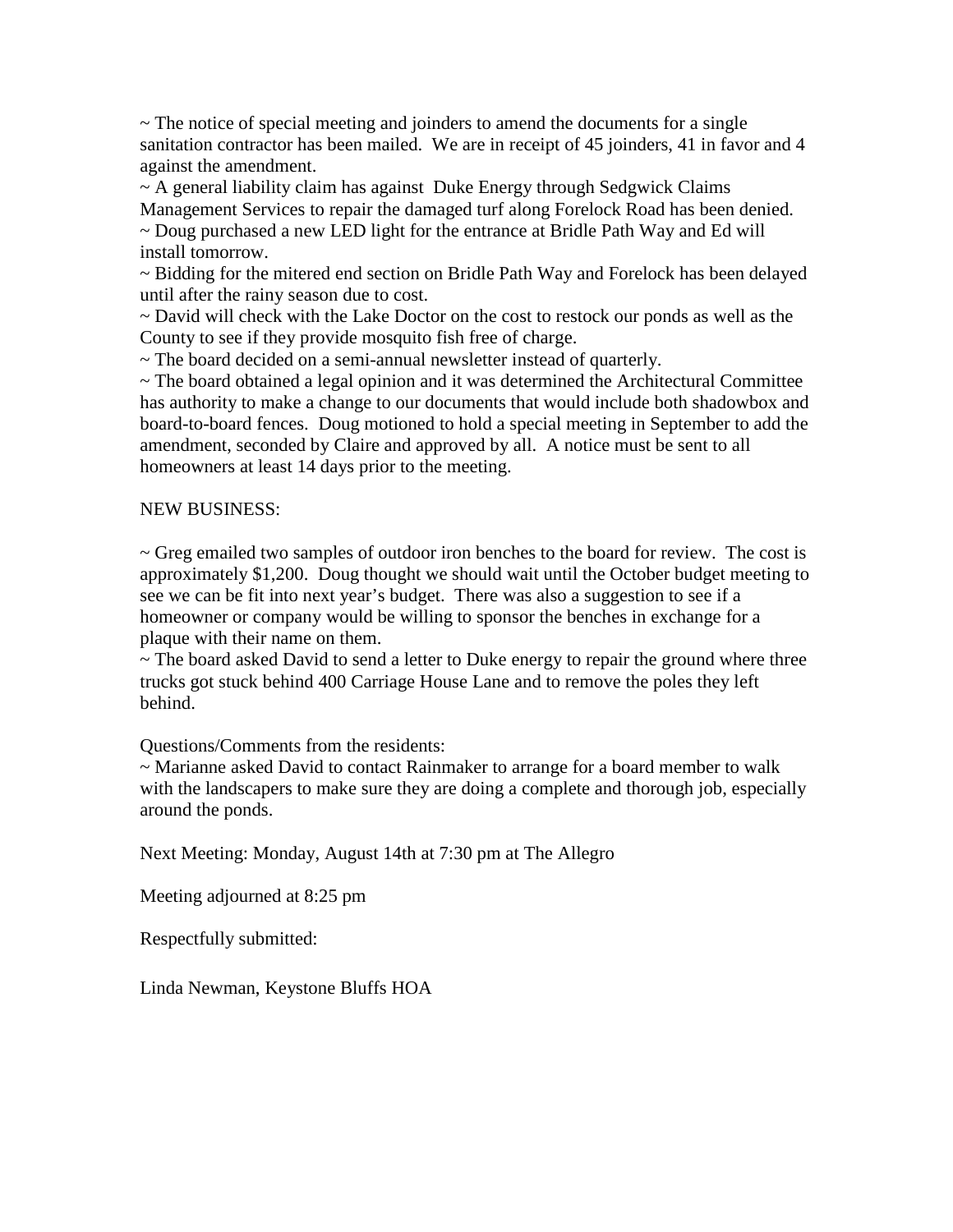~ The notice of special meeting and joinders to amend the documents for a single sanitation contractor has been mailed. We are in receipt of 45 joinders, 41 in favor and 4 against the amendment.
~ A general liability claim has against Duke Energy through Sedgwick Claims Management Services to repair the damaged turf along Forelock Road has been denied.
~ Doug purchased a new LED light for the entrance at Bridle Path Way and Ed will install tomorrow.
~ Bidding for the mitered end section on Bridle Path Way and Forelock has been delayed until after the rainy season due to cost.
~ David will check with the Lake Doctor on the cost to restock our ponds as well as the County to see if they provide mosquito fish free of charge.
~ The board decided on a semi-annual newsletter instead of quarterly.
~ The board obtained a legal opinion and it was determined the Architectural Committee has authority to make a change to our documents that would include both shadowbox and board-to-board fences. Doug motioned to hold a special meeting in September to add the amendment, seconded by Claire and approved by all. A notice must be sent to all homeowners at least 14 days prior to the meeting.

NEW BUSINESS:

~ Greg emailed two samples of outdoor iron benches to the board for review. The cost is approximately $1,200. Doug thought we should wait until the October budget meeting to see we can be fit into next year's budget. There was also a suggestion to see if a homeowner or company would be willing to sponsor the benches in exchange for a plaque with their name on them.
~ The board asked David to send a letter to Duke energy to repair the ground where three trucks got stuck behind 400 Carriage House Lane and to remove the poles they left behind.

Questions/Comments from the residents:
~ Marianne asked David to contact Rainmaker to arrange for a board member to walk with the landscapers to make sure they are doing a complete and thorough job, especially around the ponds.

Next Meeting: Monday, August 14th at 7:30 pm at The Allegro

Meeting adjourned at 8:25 pm

Respectfully submitted:

Linda Newman, Keystone Bluffs HOA